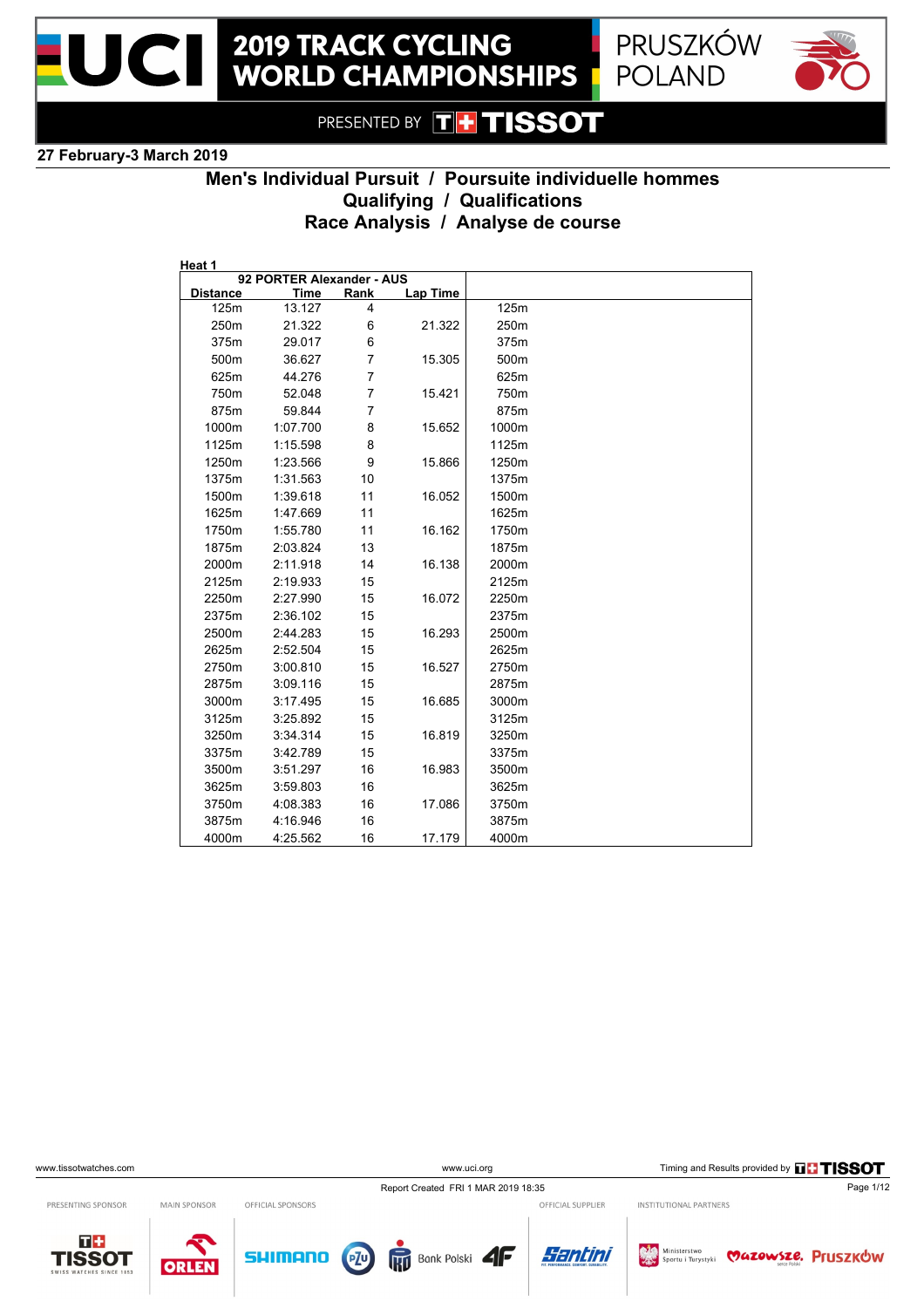# 2019 TRACK CYCLING WORLD CHAMPIONSHIPS

PRUSZKÓW POLAND

PRESENTED BY TISSOT

27 February-3 March 2019

## Men's Individual Pursuit / Poursuite individuelle hommes
## Qualifying / Qualifications
## Race Analysis / Analyse de course

Heat 1

| 92 PORTER Alexander - AUS | | | | |
|---|---|---|---|---|
| Distance | Time | Rank | Lap Time | |
| 125m | 13.127 | 4 | | 125m |
| 250m | 21.322 | 6 | 21.322 | 250m |
| 375m | 29.017 | 6 | | 375m |
| 500m | 36.627 | 7 | 15.305 | 500m |
| 625m | 44.276 | 7 | | 625m |
| 750m | 52.048 | 7 | 15.421 | 750m |
| 875m | 59.844 | 7 | | 875m |
| 1000m | 1:07.700 | 8 | 15.652 | 1000m |
| 1125m | 1:15.598 | 8 | | 1125m |
| 1250m | 1:23.566 | 9 | 15.866 | 1250m |
| 1375m | 1:31.563 | 10 | | 1375m |
| 1500m | 1:39.618 | 11 | 16.052 | 1500m |
| 1625m | 1:47.669 | 11 | | 1625m |
| 1750m | 1:55.780 | 11 | 16.162 | 1750m |
| 1875m | 2:03.824 | 13 | | 1875m |
| 2000m | 2:11.918 | 14 | 16.138 | 2000m |
| 2125m | 2:19.933 | 15 | | 2125m |
| 2250m | 2:27.990 | 15 | 16.072 | 2250m |
| 2375m | 2:36.102 | 15 | | 2375m |
| 2500m | 2:44.283 | 15 | 16.293 | 2500m |
| 2625m | 2:52.504 | 15 | | 2625m |
| 2750m | 3:00.810 | 15 | 16.527 | 2750m |
| 2875m | 3:09.116 | 15 | | 2875m |
| 3000m | 3:17.495 | 15 | 16.685 | 3000m |
| 3125m | 3:25.892 | 15 | | 3125m |
| 3250m | 3:34.314 | 15 | 16.819 | 3250m |
| 3375m | 3:42.789 | 15 | | 3375m |
| 3500m | 3:51.297 | 16 | 16.983 | 3500m |
| 3625m | 3:59.803 | 16 | | 3625m |
| 3750m | 4:08.383 | 16 | 17.086 | 3750m |
| 3875m | 4:16.946 | 16 | | 3875m |
| 4000m | 4:25.562 | 16 | 17.179 | 4000m |

www.tissotwatches.com www.uci.org Timing and Results provided by TISSOT

Report Created FRI 1 MAR 2019 18:35

PRESENTING SPONSOR: TISSOT — MAIN SPONSOR: ORLEN — OFFICIAL SPONSORS: SHIMANO, PZU, Bank Polski, 4F — OFFICIAL SUPPLIER: Santini — INSTITUTIONAL PARTNERS: Ministerstwo Sportu i Turystyki, Mazowsze, Pruszków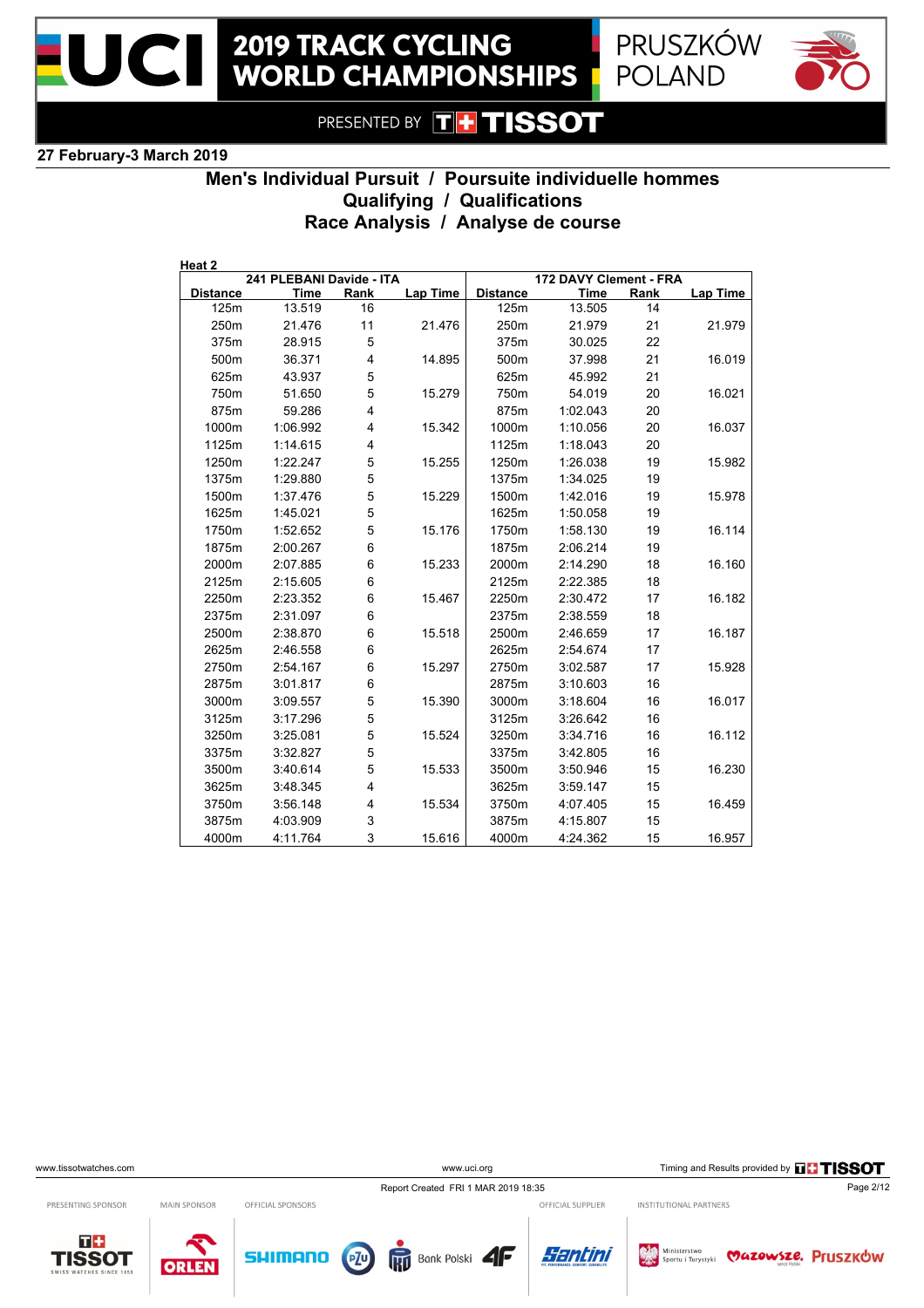# 2019 TRACK CYCLING WORLD CHAMPIONSHIPS

PRUSZKÓW POLAND

PRESENTED BY TISSOT

**27 February-3 March 2019**

## Men's Individual Pursuit / Poursuite individuelle hommes
## Qualifying / Qualifications
## Race Analysis / Analyse de course

**Heat 2**

| 241 PLEBANI Davide - ITA | | | | 172 DAVY Clement - FRA | | | |
|---|---|---|---|---|---|---|---|
| **Distance** | **Time** | **Rank** | **Lap Time** | **Distance** | **Time** | **Rank** | **Lap Time** |
| 125m | 13.519 | 16 | | 125m | 13.505 | 14 | |
| 250m | 21.476 | 11 | 21.476 | 250m | 21.979 | 21 | 21.979 |
| 375m | 28.915 | 5 | | 375m | 30.025 | 22 | |
| 500m | 36.371 | 4 | 14.895 | 500m | 37.998 | 21 | 16.019 |
| 625m | 43.937 | 5 | | 625m | 45.992 | 21 | |
| 750m | 51.650 | 5 | 15.279 | 750m | 54.019 | 20 | 16.021 |
| 875m | 59.286 | 4 | | 875m | 1:02.043 | 20 | |
| 1000m | 1:06.992 | 4 | 15.342 | 1000m | 1:10.056 | 20 | 16.037 |
| 1125m | 1:14.615 | 4 | | 1125m | 1:18.043 | 20 | |
| 1250m | 1:22.247 | 5 | 15.255 | 1250m | 1:26.038 | 19 | 15.982 |
| 1375m | 1:29.880 | 5 | | 1375m | 1:34.025 | 19 | |
| 1500m | 1:37.476 | 5 | 15.229 | 1500m | 1:42.016 | 19 | 15.978 |
| 1625m | 1:45.021 | 5 | | 1625m | 1:50.058 | 19 | |
| 1750m | 1:52.652 | 5 | 15.176 | 1750m | 1:58.130 | 19 | 16.114 |
| 1875m | 2:00.267 | 6 | | 1875m | 2:06.214 | 19 | |
| 2000m | 2:07.885 | 6 | 15.233 | 2000m | 2:14.290 | 18 | 16.160 |
| 2125m | 2:15.605 | 6 | | 2125m | 2:22.385 | 18 | |
| 2250m | 2:23.352 | 6 | 15.467 | 2250m | 2:30.472 | 17 | 16.182 |
| 2375m | 2:31.097 | 6 | | 2375m | 2:38.559 | 18 | |
| 2500m | 2:38.870 | 6 | 15.518 | 2500m | 2:46.659 | 17 | 16.187 |
| 2625m | 2:46.558 | 6 | | 2625m | 2:54.674 | 17 | |
| 2750m | 2:54.167 | 6 | 15.297 | 2750m | 3:02.587 | 17 | 15.928 |
| 2875m | 3:01.817 | 6 | | 2875m | 3:10.603 | 16 | |
| 3000m | 3:09.557 | 5 | 15.390 | 3000m | 3:18.604 | 16 | 16.017 |
| 3125m | 3:17.296 | 5 | | 3125m | 3:26.642 | 16 | |
| 3250m | 3:25.081 | 5 | 15.524 | 3250m | 3:34.716 | 16 | 16.112 |
| 3375m | 3:32.827 | 5 | | 3375m | 3:42.805 | 16 | |
| 3500m | 3:40.614 | 5 | 15.533 | 3500m | 3:50.946 | 15 | 16.230 |
| 3625m | 3:48.345 | 4 | | 3625m | 3:59.147 | 15 | |
| 3750m | 3:56.148 | 4 | 15.534 | 3750m | 4:07.405 | 15 | 16.459 |
| 3875m | 4:03.909 | 3 | | 3875m | 4:15.807 | 15 | |
| 4000m | 4:11.764 | 3 | 15.616 | 4000m | 4:24.362 | 15 | 16.957 |

www.tissotwatches.com | www.uci.org | Timing and Results provided by TISSOT

Report Created FRI 1 MAR 2019 18:35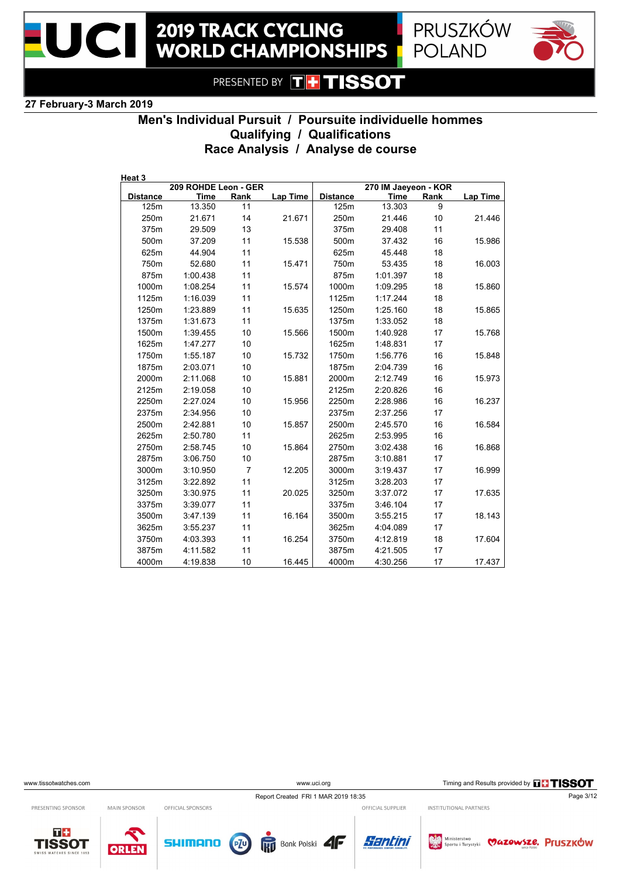**2019 TRACK CYCLING WORLD CHAMPIONSHIPS**

PRUSZKÓW POLAND

PRESENTED BY TISSOT

27 February-3 March 2019

# Men's Individual Pursuit / Poursuite individuelle hommes

## Qualifying / Qualifications

## Race Analysis / Analyse de course

**Heat 3**

| 209 ROHDE Leon - GER | | | | 270 IM Jaeyeon - KOR | | | |
|---|---|---|---|---|---|---|---|
| Distance | Time | Rank | Lap Time | Distance | Time | Rank | Lap Time |
| 125m | 13.350 | 11 | | 125m | 13.303 | 9 | |
| 250m | 21.671 | 14 | 21.671 | 250m | 21.446 | 10 | 21.446 |
| 375m | 29.509 | 13 | | 375m | 29.408 | 11 | |
| 500m | 37.209 | 11 | 15.538 | 500m | 37.432 | 16 | 15.986 |
| 625m | 44.904 | 11 | | 625m | 45.448 | 18 | |
| 750m | 52.680 | 11 | 15.471 | 750m | 53.435 | 18 | 16.003 |
| 875m | 1:00.438 | 11 | | 875m | 1:01.397 | 18 | |
| 1000m | 1:08.254 | 11 | 15.574 | 1000m | 1:09.295 | 18 | 15.860 |
| 1125m | 1:16.039 | 11 | | 1125m | 1:17.244 | 18 | |
| 1250m | 1:23.889 | 11 | 15.635 | 1250m | 1:25.160 | 18 | 15.865 |
| 1375m | 1:31.673 | 11 | | 1375m | 1:33.052 | 18 | |
| 1500m | 1:39.455 | 10 | 15.566 | 1500m | 1:40.928 | 17 | 15.768 |
| 1625m | 1:47.277 | 10 | | 1625m | 1:48.831 | 17 | |
| 1750m | 1:55.187 | 10 | 15.732 | 1750m | 1:56.776 | 16 | 15.848 |
| 1875m | 2:03.071 | 10 | | 1875m | 2:04.739 | 16 | |
| 2000m | 2:11.068 | 10 | 15.881 | 2000m | 2:12.749 | 16 | 15.973 |
| 2125m | 2:19.058 | 10 | | 2125m | 2:20.826 | 16 | |
| 2250m | 2:27.024 | 10 | 15.956 | 2250m | 2:28.986 | 16 | 16.237 |
| 2375m | 2:34.956 | 10 | | 2375m | 2:37.256 | 17 | |
| 2500m | 2:42.881 | 10 | 15.857 | 2500m | 2:45.570 | 16 | 16.584 |
| 2625m | 2:50.780 | 11 | | 2625m | 2:53.995 | 16 | |
| 2750m | 2:58.745 | 10 | 15.864 | 2750m | 3:02.438 | 16 | 16.868 |
| 2875m | 3:06.750 | 10 | | 2875m | 3:10.881 | 17 | |
| 3000m | 3:10.950 | 7 | 12.205 | 3000m | 3:19.437 | 17 | 16.999 |
| 3125m | 3:22.892 | 11 | | 3125m | 3:28.203 | 17 | |
| 3250m | 3:30.975 | 11 | 20.025 | 3250m | 3:37.072 | 17 | 17.635 |
| 3375m | 3:39.077 | 11 | | 3375m | 3:46.104 | 17 | |
| 3500m | 3:47.139 | 11 | 16.164 | 3500m | 3:55.215 | 17 | 18.143 |
| 3625m | 3:55.237 | 11 | | 3625m | 4:04.089 | 17 | |
| 3750m | 4:03.393 | 11 | 16.254 | 3750m | 4:12.819 | 18 | 17.604 |
| 3875m | 4:11.582 | 11 | | 3875m | 4:21.505 | 17 | |
| 4000m | 4:19.838 | 10 | 16.445 | 4000m | 4:30.256 | 17 | 17.437 |

www.tissotwatches.com www.uci.org Timing and Results provided by TISSOT

Report Created FRI 1 MAR 2019 18:35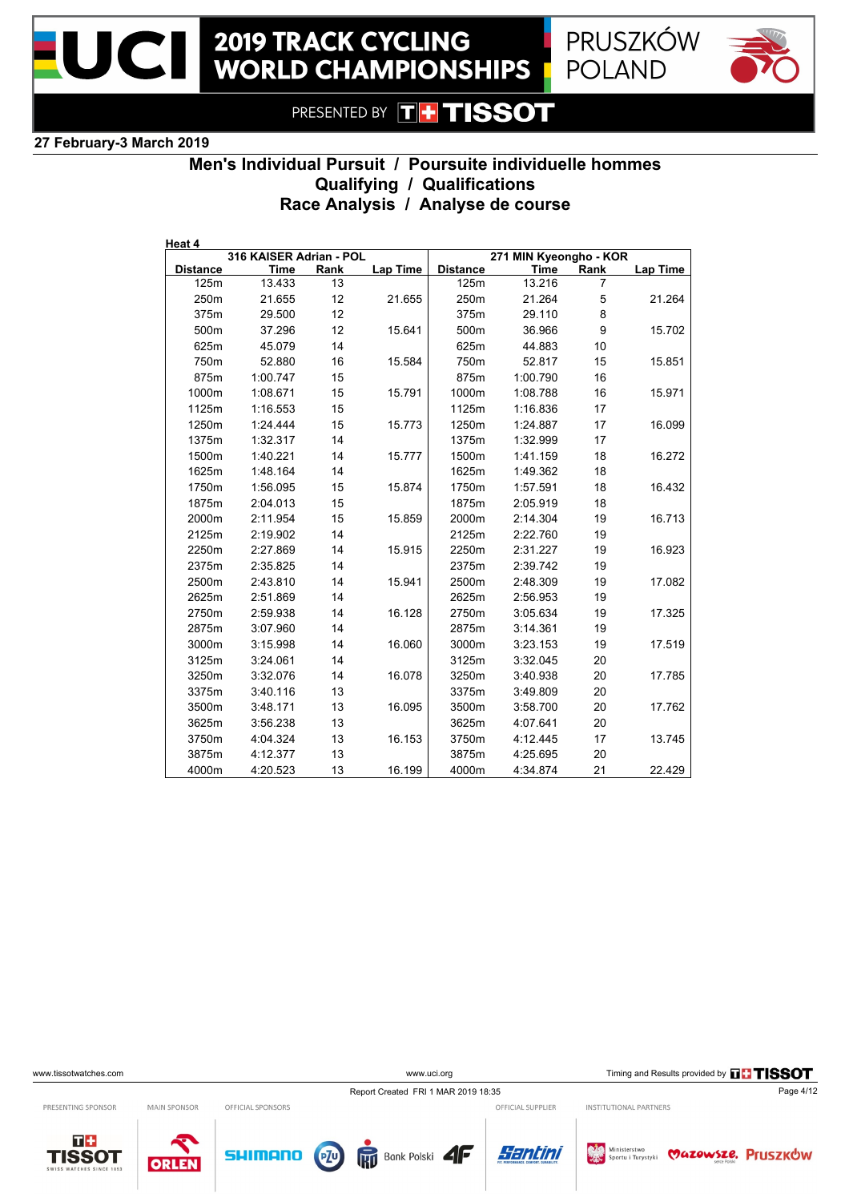# 2019 TRACK CYCLING WORLD CHAMPIONSHIPS

PRUSZKÓW POLAND

PRESENTED BY TISSOT

**27 February-3 March 2019**

## Men's Individual Pursuit / Poursuite individuelle hommes
## Qualifying / Qualifications
## Race Analysis / Analyse de course

**Heat 4**

| 316 KAISER Adrian - POL | | | | 271 MIN Kyeongho - KOR | | | |
|---|---|---|---|---|---|---|---|
| **Distance** | **Time** | **Rank** | **Lap Time** | **Distance** | **Time** | **Rank** | **Lap Time** |
| 125m | 13.433 | 13 | | 125m | 13.216 | 7 | |
| 250m | 21.655 | 12 | 21.655 | 250m | 21.264 | 5 | 21.264 |
| 375m | 29.500 | 12 | | 375m | 29.110 | 8 | |
| 500m | 37.296 | 12 | 15.641 | 500m | 36.966 | 9 | 15.702 |
| 625m | 45.079 | 14 | | 625m | 44.883 | 10 | |
| 750m | 52.880 | 16 | 15.584 | 750m | 52.817 | 15 | 15.851 |
| 875m | 1:00.747 | 15 | | 875m | 1:00.790 | 16 | |
| 1000m | 1:08.671 | 15 | 15.791 | 1000m | 1:08.788 | 16 | 15.971 |
| 1125m | 1:16.553 | 15 | | 1125m | 1:16.836 | 17 | |
| 1250m | 1:24.444 | 15 | 15.773 | 1250m | 1:24.887 | 17 | 16.099 |
| 1375m | 1:32.317 | 14 | | 1375m | 1:32.999 | 17 | |
| 1500m | 1:40.221 | 14 | 15.777 | 1500m | 1:41.159 | 18 | 16.272 |
| 1625m | 1:48.164 | 14 | | 1625m | 1:49.362 | 18 | |
| 1750m | 1:56.095 | 15 | 15.874 | 1750m | 1:57.591 | 18 | 16.432 |
| 1875m | 2:04.013 | 15 | | 1875m | 2:05.919 | 18 | |
| 2000m | 2:11.954 | 15 | 15.859 | 2000m | 2:14.304 | 19 | 16.713 |
| 2125m | 2:19.902 | 14 | | 2125m | 2:22.760 | 19 | |
| 2250m | 2:27.869 | 14 | 15.915 | 2250m | 2:31.227 | 19 | 16.923 |
| 2375m | 2:35.825 | 14 | | 2375m | 2:39.742 | 19 | |
| 2500m | 2:43.810 | 14 | 15.941 | 2500m | 2:48.309 | 19 | 17.082 |
| 2625m | 2:51.869 | 14 | | 2625m | 2:56.953 | 19 | |
| 2750m | 2:59.938 | 14 | 16.128 | 2750m | 3:05.634 | 19 | 17.325 |
| 2875m | 3:07.960 | 14 | | 2875m | 3:14.361 | 19 | |
| 3000m | 3:15.998 | 14 | 16.060 | 3000m | 3:23.153 | 19 | 17.519 |
| 3125m | 3:24.061 | 14 | | 3125m | 3:32.045 | 20 | |
| 3250m | 3:32.076 | 14 | 16.078 | 3250m | 3:40.938 | 20 | 17.785 |
| 3375m | 3:40.116 | 13 | | 3375m | 3:49.809 | 20 | |
| 3500m | 3:48.171 | 13 | 16.095 | 3500m | 3:58.700 | 20 | 17.762 |
| 3625m | 3:56.238 | 13 | | 3625m | 4:07.641 | 20 | |
| 3750m | 4:04.324 | 13 | 16.153 | 3750m | 4:12.445 | 17 | 13.745 |
| 3875m | 4:12.377 | 13 | | 3875m | 4:25.695 | 20 | |
| 4000m | 4:20.523 | 13 | 16.199 | 4000m | 4:34.874 | 21 | 22.429 |

www.tissotwatches.com www.uci.org Timing and Results provided by TISSOT

Report Created FRI 1 MAR 2019 18:35

PRESENTING SPONSOR MAIN SPONSOR OFFICIAL SPONSORS OFFICIAL SUPPLIER INSTITUTIONAL PARTNERS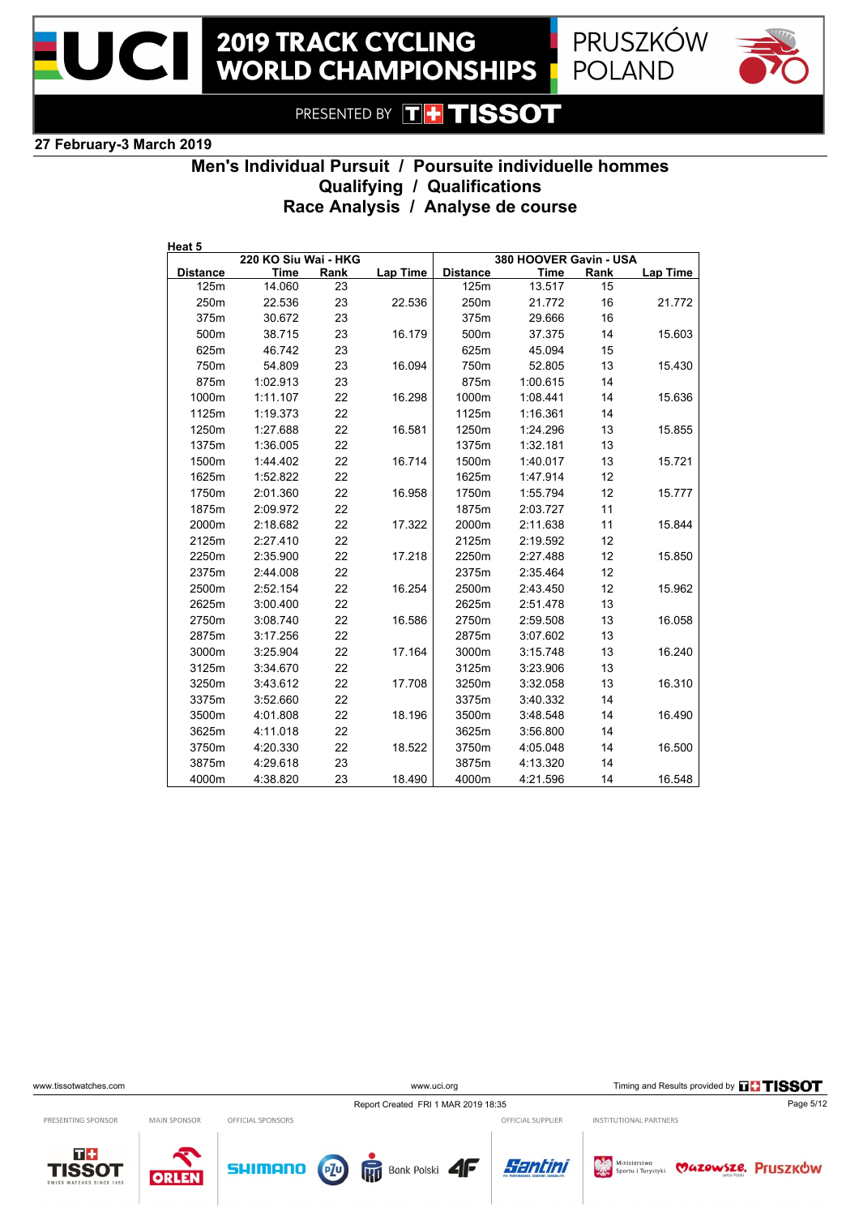# 2019 TRACK CYCLING WORLD CHAMPIONSHIPS

PRUSZKÓW POLAND

PRESENTED BY TISSOT

27 February-3 March 2019

## Men's Individual Pursuit / Poursuite individuelle hommes
## Qualifying / Qualifications
## Race Analysis / Analyse de course

**Heat 5**

| 220 KO Siu Wai - HKG | | | | 380 HOOVER Gavin - USA | | | |
|---|---|---|---|---|---|---|---|
| Distance | Time | Rank | Lap Time | Distance | Time | Rank | Lap Time |
| 125m | 14.060 | 23 | | 125m | 13.517 | 15 | |
| 250m | 22.536 | 23 | 22.536 | 250m | 21.772 | 16 | 21.772 |
| 375m | 30.672 | 23 | | 375m | 29.666 | 16 | |
| 500m | 38.715 | 23 | 16.179 | 500m | 37.375 | 14 | 15.603 |
| 625m | 46.742 | 23 | | 625m | 45.094 | 15 | |
| 750m | 54.809 | 23 | 16.094 | 750m | 52.805 | 13 | 15.430 |
| 875m | 1:02.913 | 23 | | 875m | 1:00.615 | 14 | |
| 1000m | 1:11.107 | 22 | 16.298 | 1000m | 1:08.441 | 14 | 15.636 |
| 1125m | 1:19.373 | 22 | | 1125m | 1:16.361 | 14 | |
| 1250m | 1:27.688 | 22 | 16.581 | 1250m | 1:24.296 | 13 | 15.855 |
| 1375m | 1:36.005 | 22 | | 1375m | 1:32.181 | 13 | |
| 1500m | 1:44.402 | 22 | 16.714 | 1500m | 1:40.017 | 13 | 15.721 |
| 1625m | 1:52.822 | 22 | | 1625m | 1:47.914 | 12 | |
| 1750m | 2:01.360 | 22 | 16.958 | 1750m | 1:55.794 | 12 | 15.777 |
| 1875m | 2:09.972 | 22 | | 1875m | 2:03.727 | 11 | |
| 2000m | 2:18.682 | 22 | 17.322 | 2000m | 2:11.638 | 11 | 15.844 |
| 2125m | 2:27.410 | 22 | | 2125m | 2:19.592 | 12 | |
| 2250m | 2:35.900 | 22 | 17.218 | 2250m | 2:27.488 | 12 | 15.850 |
| 2375m | 2:44.008 | 22 | | 2375m | 2:35.464 | 12 | |
| 2500m | 2:52.154 | 22 | 16.254 | 2500m | 2:43.450 | 12 | 15.962 |
| 2625m | 3:00.400 | 22 | | 2625m | 2:51.478 | 13 | |
| 2750m | 3:08.740 | 22 | 16.586 | 2750m | 2:59.508 | 13 | 16.058 |
| 2875m | 3:17.256 | 22 | | 2875m | 3:07.602 | 13 | |
| 3000m | 3:25.904 | 22 | 17.164 | 3000m | 3:15.748 | 13 | 16.240 |
| 3125m | 3:34.670 | 22 | | 3125m | 3:23.906 | 13 | |
| 3250m | 3:43.612 | 22 | 17.708 | 3250m | 3:32.058 | 13 | 16.310 |
| 3375m | 3:52.660 | 22 | | 3375m | 3:40.332 | 14 | |
| 3500m | 4:01.808 | 22 | 18.196 | 3500m | 3:48.548 | 14 | 16.490 |
| 3625m | 4:11.018 | 22 | | 3625m | 3:56.800 | 14 | |
| 3750m | 4:20.330 | 22 | 18.522 | 3750m | 4:05.048 | 14 | 16.500 |
| 3875m | 4:29.618 | 23 | | 3875m | 4:13.320 | 14 | |
| 4000m | 4:38.820 | 23 | 18.490 | 4000m | 4:21.596 | 14 | 16.548 |

www.tissotwatches.com www.uci.org Timing and Results provided by TISSOT

Report Created FRI 1 MAR 2019 18:35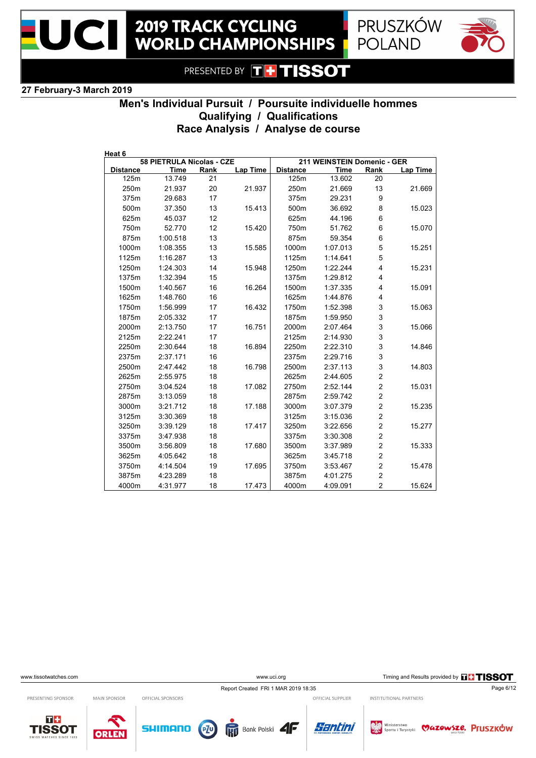# 2019 TRACK CYCLING WORLD CHAMPIONSHIPS

PRUSZKÓW POLAND

PRESENTED BY TISSOT

27 February-3 March 2019

## Men's Individual Pursuit / Poursuite individuelle hommes
## Qualifying / Qualifications
## Race Analysis / Analyse de course

**Heat 6**

| 58 PIETRULA Nicolas - CZE | | | | 211 WEINSTEIN Domenic - GER | | | |
|---|---|---|---|---|---|---|---|
| Distance | Time | Rank | Lap Time | Distance | Time | Rank | Lap Time |
| 125m | 13.749 | 21 | | 125m | 13.602 | 20 | |
| 250m | 21.937 | 20 | 21.937 | 250m | 21.669 | 13 | 21.669 |
| 375m | 29.683 | 17 | | 375m | 29.231 | 9 | |
| 500m | 37.350 | 13 | 15.413 | 500m | 36.692 | 8 | 15.023 |
| 625m | 45.037 | 12 | | 625m | 44.196 | 6 | |
| 750m | 52.770 | 12 | 15.420 | 750m | 51.762 | 6 | 15.070 |
| 875m | 1:00.518 | 13 | | 875m | 59.354 | 6 | |
| 1000m | 1:08.355 | 13 | 15.585 | 1000m | 1:07.013 | 5 | 15.251 |
| 1125m | 1:16.287 | 13 | | 1125m | 1:14.641 | 5 | |
| 1250m | 1:24.303 | 14 | 15.948 | 1250m | 1:22.244 | 4 | 15.231 |
| 1375m | 1:32.394 | 15 | | 1375m | 1:29.812 | 4 | |
| 1500m | 1:40.567 | 16 | 16.264 | 1500m | 1:37.335 | 4 | 15.091 |
| 1625m | 1:48.760 | 16 | | 1625m | 1:44.876 | 4 | |
| 1750m | 1:56.999 | 17 | 16.432 | 1750m | 1:52.398 | 3 | 15.063 |
| 1875m | 2:05.332 | 17 | | 1875m | 1:59.950 | 3 | |
| 2000m | 2:13.750 | 17 | 16.751 | 2000m | 2:07.464 | 3 | 15.066 |
| 2125m | 2:22.241 | 17 | | 2125m | 2:14.930 | 3 | |
| 2250m | 2:30.644 | 18 | 16.894 | 2250m | 2:22.310 | 3 | 14.846 |
| 2375m | 2:37.171 | 16 | | 2375m | 2:29.716 | 3 | |
| 2500m | 2:47.442 | 18 | 16.798 | 2500m | 2:37.113 | 3 | 14.803 |
| 2625m | 2:55.975 | 18 | | 2625m | 2:44.605 | 2 | |
| 2750m | 3:04.524 | 18 | 17.082 | 2750m | 2:52.144 | 2 | 15.031 |
| 2875m | 3:13.059 | 18 | | 2875m | 2:59.742 | 2 | |
| 3000m | 3:21.712 | 18 | 17.188 | 3000m | 3:07.379 | 2 | 15.235 |
| 3125m | 3:30.369 | 18 | | 3125m | 3:15.036 | 2 | |
| 3250m | 3:39.129 | 18 | 17.417 | 3250m | 3:22.656 | 2 | 15.277 |
| 3375m | 3:47.938 | 18 | | 3375m | 3:30.308 | 2 | |
| 3500m | 3:56.809 | 18 | 17.680 | 3500m | 3:37.989 | 2 | 15.333 |
| 3625m | 4:05.642 | 18 | | 3625m | 3:45.718 | 2 | |
| 3750m | 4:14.504 | 19 | 17.695 | 3750m | 3:53.467 | 2 | 15.478 |
| 3875m | 4:23.289 | 18 | | 3875m | 4:01.275 | 2 | |
| 4000m | 4:31.977 | 18 | 17.473 | 4000m | 4:09.091 | 2 | 15.624 |

www.tissotwatches.com www.uci.org Timing and Results provided by TISSOT

Report Created FRI 1 MAR 2019 18:35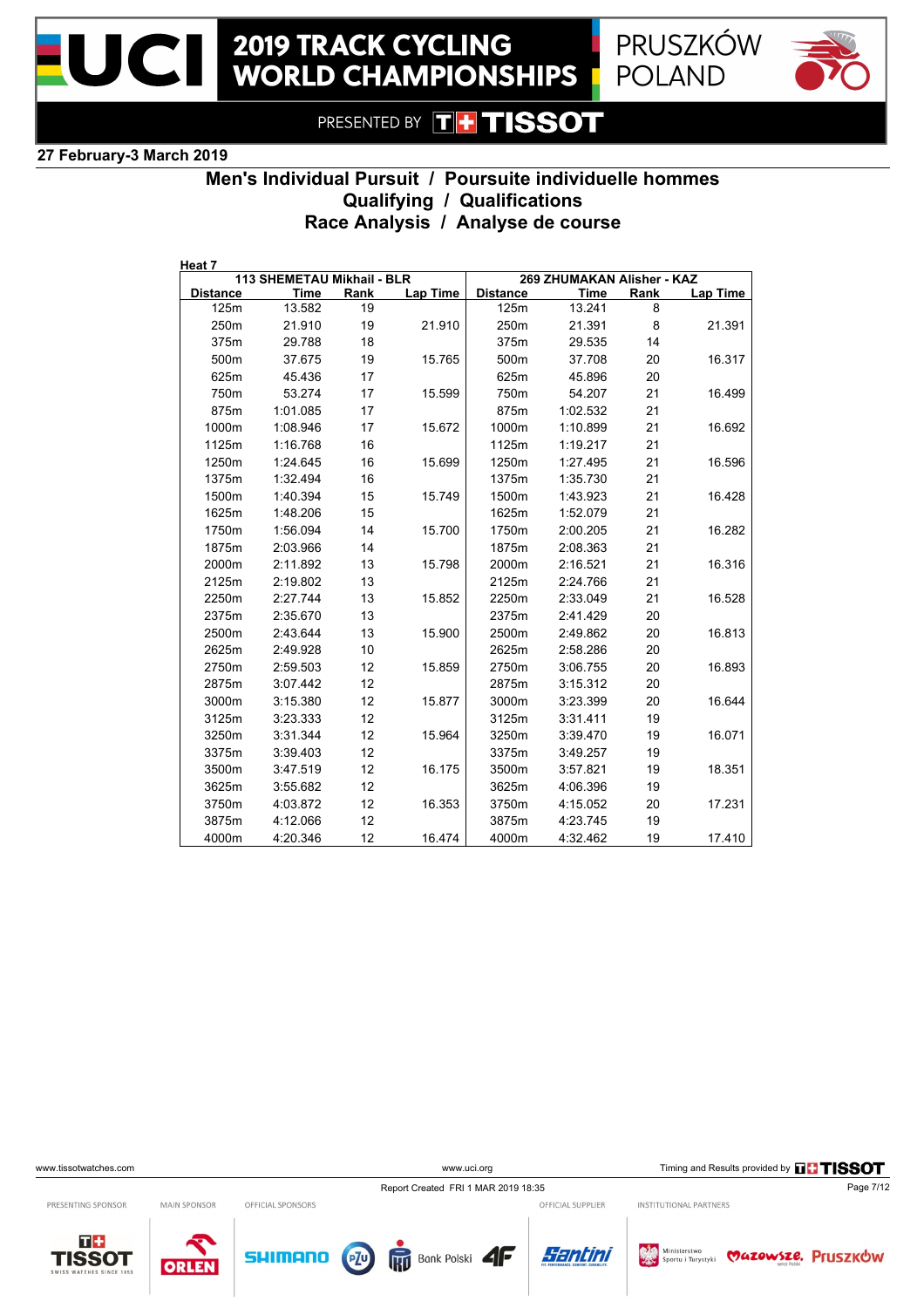# 2019 TRACK CYCLING WORLD CHAMPIONSHIPS

PRUSZKÓW POLAND

PRESENTED BY TISSOT

**27 February-3 March 2019**

## Men's Individual Pursuit / Poursuite individuelle hommes
## Qualifying / Qualifications
## Race Analysis / Analyse de course

**Heat 7**

| 113 SHEMETAU Mikhail - BLR | | | | 269 ZHUMAKAN Alisher - KAZ | | | |
|---|---|---|---|---|---|---|---|
| **Distance** | **Time** | **Rank** | **Lap Time** | **Distance** | **Time** | **Rank** | **Lap Time** |
| 125m | 13.582 | 19 | | 125m | 13.241 | 8 | |
| 250m | 21.910 | 19 | 21.910 | 250m | 21.391 | 8 | 21.391 |
| 375m | 29.788 | 18 | | 375m | 29.535 | 14 | |
| 500m | 37.675 | 19 | 15.765 | 500m | 37.708 | 20 | 16.317 |
| 625m | 45.436 | 17 | | 625m | 45.896 | 20 | |
| 750m | 53.274 | 17 | 15.599 | 750m | 54.207 | 21 | 16.499 |
| 875m | 1:01.085 | 17 | | 875m | 1:02.532 | 21 | |
| 1000m | 1:08.946 | 17 | 15.672 | 1000m | 1:10.899 | 21 | 16.692 |
| 1125m | 1:16.768 | 16 | | 1125m | 1:19.217 | 21 | |
| 1250m | 1:24.645 | 16 | 15.699 | 1250m | 1:27.495 | 21 | 16.596 |
| 1375m | 1:32.494 | 16 | | 1375m | 1:35.730 | 21 | |
| 1500m | 1:40.394 | 15 | 15.749 | 1500m | 1:43.923 | 21 | 16.428 |
| 1625m | 1:48.206 | 15 | | 1625m | 1:52.079 | 21 | |
| 1750m | 1:56.094 | 14 | 15.700 | 1750m | 2:00.205 | 21 | 16.282 |
| 1875m | 2:03.966 | 14 | | 1875m | 2:08.363 | 21 | |
| 2000m | 2:11.892 | 13 | 15.798 | 2000m | 2:16.521 | 21 | 16.316 |
| 2125m | 2:19.802 | 13 | | 2125m | 2:24.766 | 21 | |
| 2250m | 2:27.744 | 13 | 15.852 | 2250m | 2:33.049 | 21 | 16.528 |
| 2375m | 2:35.670 | 13 | | 2375m | 2:41.429 | 20 | |
| 2500m | 2:43.644 | 13 | 15.900 | 2500m | 2:49.862 | 20 | 16.813 |
| 2625m | 2:49.928 | 10 | | 2625m | 2:58.286 | 20 | |
| 2750m | 2:59.503 | 12 | 15.859 | 2750m | 3:06.755 | 20 | 16.893 |
| 2875m | 3:07.442 | 12 | | 2875m | 3:15.312 | 20 | |
| 3000m | 3:15.380 | 12 | 15.877 | 3000m | 3:23.399 | 20 | 16.644 |
| 3125m | 3:23.333 | 12 | | 3125m | 3:31.411 | 19 | |
| 3250m | 3:31.344 | 12 | 15.964 | 3250m | 3:39.470 | 19 | 16.071 |
| 3375m | 3:39.403 | 12 | | 3375m | 3:49.257 | 19 | |
| 3500m | 3:47.519 | 12 | 16.175 | 3500m | 3:57.821 | 19 | 18.351 |
| 3625m | 3:55.682 | 12 | | 3625m | 4:06.396 | 19 | |
| 3750m | 4:03.872 | 12 | 16.353 | 3750m | 4:15.052 | 20 | 17.231 |
| 3875m | 4:12.066 | 12 | | 3875m | 4:23.745 | 19 | |
| 4000m | 4:20.346 | 12 | 16.474 | 4000m | 4:32.462 | 19 | 17.410 |

www.tissotwatches.com | www.uci.org | Timing and Results provided by TISSOT

Report Created FRI 1 MAR 2019 18:35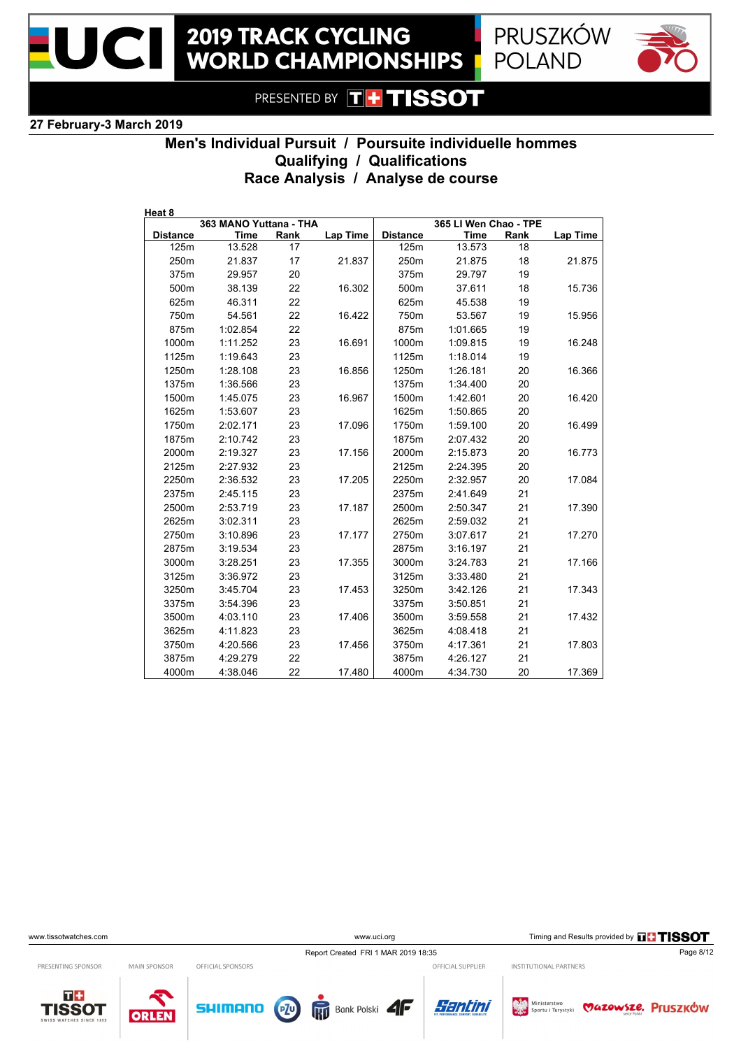# 2019 TRACK CYCLING WORLD CHAMPIONSHIPS

PRUSZKÓW POLAND

PRESENTED BY TISSOT

**27 February-3 March 2019**

## Men's Individual Pursuit / Poursuite individuelle hommes
## Qualifying / Qualifications
## Race Analysis / Analyse de course

**Heat 8**

| 363 MANO Yuttana - THA | | | | 365 LI Wen Chao - TPE | | | |
|---|---|---|---|---|---|---|---|
| Distance | Time | Rank | Lap Time | Distance | Time | Rank | Lap Time |
| 125m | 13.528 | 17 | | 125m | 13.573 | 18 | |
| 250m | 21.837 | 17 | 21.837 | 250m | 21.875 | 18 | 21.875 |
| 375m | 29.957 | 20 | | 375m | 29.797 | 19 | |
| 500m | 38.139 | 22 | 16.302 | 500m | 37.611 | 18 | 15.736 |
| 625m | 46.311 | 22 | | 625m | 45.538 | 19 | |
| 750m | 54.561 | 22 | 16.422 | 750m | 53.567 | 19 | 15.956 |
| 875m | 1:02.854 | 22 | | 875m | 1:01.665 | 19 | |
| 1000m | 1:11.252 | 23 | 16.691 | 1000m | 1:09.815 | 19 | 16.248 |
| 1125m | 1:19.643 | 23 | | 1125m | 1:18.014 | 19 | |
| 1250m | 1:28.108 | 23 | 16.856 | 1250m | 1:26.181 | 20 | 16.366 |
| 1375m | 1:36.566 | 23 | | 1375m | 1:34.400 | 20 | |
| 1500m | 1:45.075 | 23 | 16.967 | 1500m | 1:42.601 | 20 | 16.420 |
| 1625m | 1:53.607 | 23 | | 1625m | 1:50.865 | 20 | |
| 1750m | 2:02.171 | 23 | 17.096 | 1750m | 1:59.100 | 20 | 16.499 |
| 1875m | 2:10.742 | 23 | | 1875m | 2:07.432 | 20 | |
| 2000m | 2:19.327 | 23 | 17.156 | 2000m | 2:15.873 | 20 | 16.773 |
| 2125m | 2:27.932 | 23 | | 2125m | 2:24.395 | 20 | |
| 2250m | 2:36.532 | 23 | 17.205 | 2250m | 2:32.957 | 20 | 17.084 |
| 2375m | 2:45.115 | 23 | | 2375m | 2:41.649 | 21 | |
| 2500m | 2:53.719 | 23 | 17.187 | 2500m | 2:50.347 | 21 | 17.390 |
| 2625m | 3:02.311 | 23 | | 2625m | 2:59.032 | 21 | |
| 2750m | 3:10.896 | 23 | 17.177 | 2750m | 3:07.617 | 21 | 17.270 |
| 2875m | 3:19.534 | 23 | | 2875m | 3:16.197 | 21 | |
| 3000m | 3:28.251 | 23 | 17.355 | 3000m | 3:24.783 | 21 | 17.166 |
| 3125m | 3:36.972 | 23 | | 3125m | 3:33.480 | 21 | |
| 3250m | 3:45.704 | 23 | 17.453 | 3250m | 3:42.126 | 21 | 17.343 |
| 3375m | 3:54.396 | 23 | | 3375m | 3:50.851 | 21 | |
| 3500m | 4:03.110 | 23 | 17.406 | 3500m | 3:59.558 | 21 | 17.432 |
| 3625m | 4:11.823 | 23 | | 3625m | 4:08.418 | 21 | |
| 3750m | 4:20.566 | 23 | 17.456 | 3750m | 4:17.361 | 21 | 17.803 |
| 3875m | 4:29.279 | 22 | | 3875m | 4:26.127 | 21 | |
| 4000m | 4:38.046 | 22 | 17.480 | 4000m | 4:34.730 | 20 | 17.369 |

www.tissotwatches.com www.uci.org Timing and Results provided by TISSOT

Report Created FRI 1 MAR 2019 18:35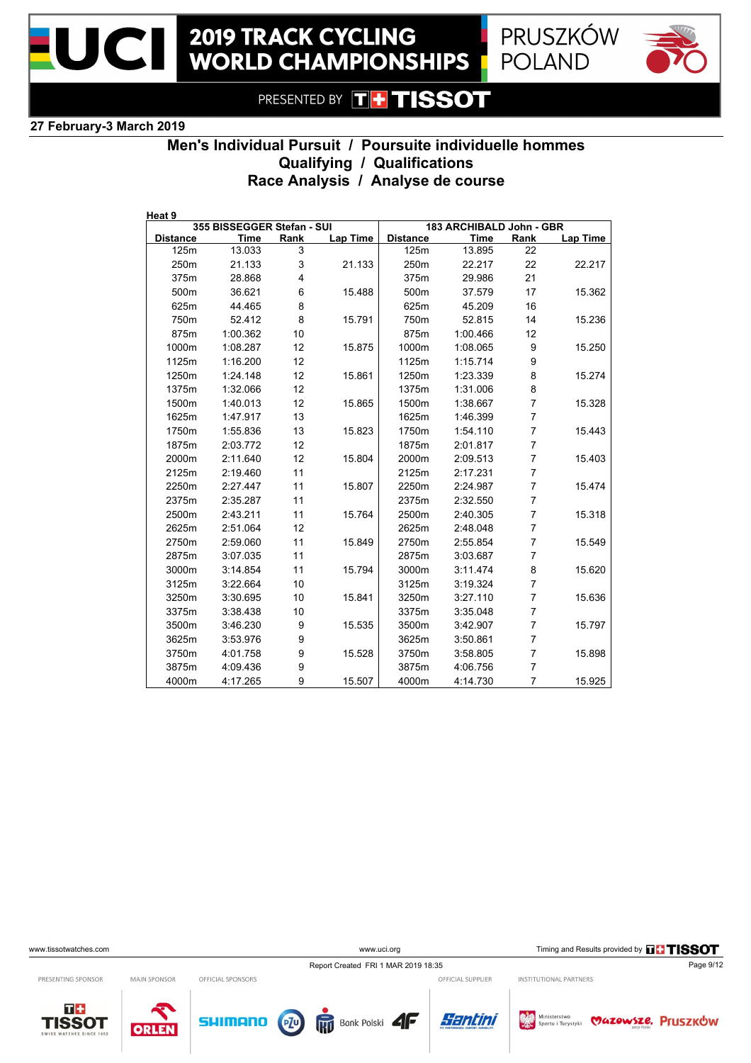# 2019 TRACK CYCLING WORLD CHAMPIONSHIPS

PRUSZKÓW POLAND

PRESENTED BY TISSOT

**27 February-3 March 2019**

## Men's Individual Pursuit / Poursuite individuelle hommes
## Qualifying / Qualifications
## Race Analysis / Analyse de course

**Heat 9**

| 355 BISSEGGER Stefan - SUI | | | | 183 ARCHIBALD John - GBR | | | |
|---|---|---|---|---|---|---|---|
| Distance | Time | Rank | Lap Time | Distance | Time | Rank | Lap Time |
| 125m | 13.033 | 3 | | 125m | 13.895 | 22 | |
| 250m | 21.133 | 3 | 21.133 | 250m | 22.217 | 22 | 22.217 |
| 375m | 28.868 | 4 | | 375m | 29.986 | 21 | |
| 500m | 36.621 | 6 | 15.488 | 500m | 37.579 | 17 | 15.362 |
| 625m | 44.465 | 8 | | 625m | 45.209 | 16 | |
| 750m | 52.412 | 8 | 15.791 | 750m | 52.815 | 14 | 15.236 |
| 875m | 1:00.362 | 10 | | 875m | 1:00.466 | 12 | |
| 1000m | 1:08.287 | 12 | 15.875 | 1000m | 1:08.065 | 9 | 15.250 |
| 1125m | 1:16.200 | 12 | | 1125m | 1:15.714 | 9 | |
| 1250m | 1:24.148 | 12 | 15.861 | 1250m | 1:23.339 | 8 | 15.274 |
| 1375m | 1:32.066 | 12 | | 1375m | 1:31.006 | 8 | |
| 1500m | 1:40.013 | 12 | 15.865 | 1500m | 1:38.667 | 7 | 15.328 |
| 1625m | 1:47.917 | 13 | | 1625m | 1:46.399 | 7 | |
| 1750m | 1:55.836 | 13 | 15.823 | 1750m | 1:54.110 | 7 | 15.443 |
| 1875m | 2:03.772 | 12 | | 1875m | 2:01.817 | 7 | |
| 2000m | 2:11.640 | 12 | 15.804 | 2000m | 2:09.513 | 7 | 15.403 |
| 2125m | 2:19.460 | 11 | | 2125m | 2:17.231 | 7 | |
| 2250m | 2:27.447 | 11 | 15.807 | 2250m | 2:24.987 | 7 | 15.474 |
| 2375m | 2:35.287 | 11 | | 2375m | 2:32.550 | 7 | |
| 2500m | 2:43.211 | 11 | 15.764 | 2500m | 2:40.305 | 7 | 15.318 |
| 2625m | 2:51.064 | 12 | | 2625m | 2:48.048 | 7 | |
| 2750m | 2:59.060 | 11 | 15.849 | 2750m | 2:55.854 | 7 | 15.549 |
| 2875m | 3:07.035 | 11 | | 2875m | 3:03.687 | 7 | |
| 3000m | 3:14.854 | 11 | 15.794 | 3000m | 3:11.474 | 8 | 15.620 |
| 3125m | 3:22.664 | 10 | | 3125m | 3:19.324 | 7 | |
| 3250m | 3:30.695 | 10 | 15.841 | 3250m | 3:27.110 | 7 | 15.636 |
| 3375m | 3:38.438 | 10 | | 3375m | 3:35.048 | 7 | |
| 3500m | 3:46.230 | 9 | 15.535 | 3500m | 3:42.907 | 7 | 15.797 |
| 3625m | 3:53.976 | 9 | | 3625m | 3:50.861 | 7 | |
| 3750m | 4:01.758 | 9 | 15.528 | 3750m | 3:58.805 | 7 | 15.898 |
| 3875m | 4:09.436 | 9 | | 3875m | 4:06.756 | 7 | |
| 4000m | 4:17.265 | 9 | 15.507 | 4000m | 4:14.730 | 7 | 15.925 |

www.tissotwatches.com www.uci.org Timing and Results provided by TISSOT

Report Created FRI 1 MAR 2019 18:35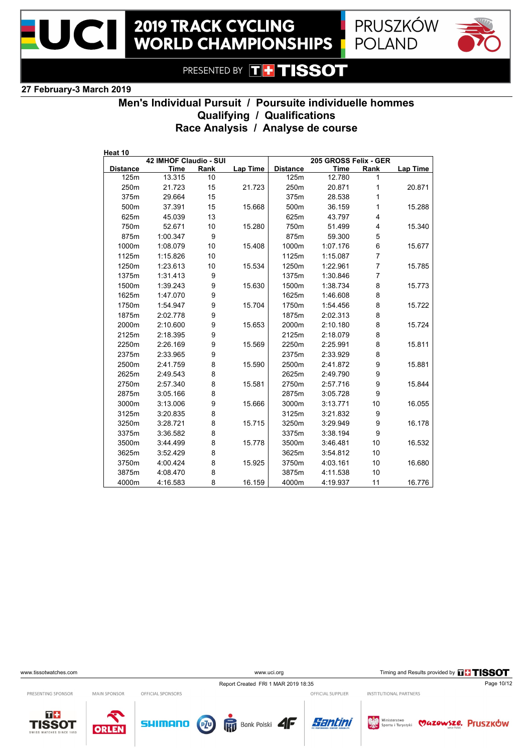# 2019 TRACK CYCLING WORLD CHAMPIONSHIPS

PRUSZKÓW POLAND

PRESENTED BY TISSOT

27 February-3 March 2019

## Men's Individual Pursuit / Poursuite individuelle hommes
### Qualifying / Qualifications
### Race Analysis / Analyse de course

Heat 10

| 42 IMHOF Claudio - SUI | | | | 205 GROSS Felix - GER | | | |
|---|---|---|---|---|---|---|---|
| Distance | Time | Rank | Lap Time | Distance | Time | Rank | Lap Time |
| 125m | 13.315 | 10 | | 125m | 12.780 | 1 | |
| 250m | 21.723 | 15 | 21.723 | 250m | 20.871 | 1 | 20.871 |
| 375m | 29.664 | 15 | | 375m | 28.538 | 1 | |
| 500m | 37.391 | 15 | 15.668 | 500m | 36.159 | 1 | 15.288 |
| 625m | 45.039 | 13 | | 625m | 43.797 | 4 | |
| 750m | 52.671 | 10 | 15.280 | 750m | 51.499 | 4 | 15.340 |
| 875m | 1:00.347 | 9 | | 875m | 59.300 | 5 | |
| 1000m | 1:08.079 | 10 | 15.408 | 1000m | 1:07.176 | 6 | 15.677 |
| 1125m | 1:15.826 | 10 | | 1125m | 1:15.087 | 7 | |
| 1250m | 1:23.613 | 10 | 15.534 | 1250m | 1:22.961 | 7 | 15.785 |
| 1375m | 1:31.413 | 9 | | 1375m | 1:30.846 | 7 | |
| 1500m | 1:39.243 | 9 | 15.630 | 1500m | 1:38.734 | 8 | 15.773 |
| 1625m | 1:47.070 | 9 | | 1625m | 1:46.608 | 8 | |
| 1750m | 1:54.947 | 9 | 15.704 | 1750m | 1:54.456 | 8 | 15.722 |
| 1875m | 2:02.778 | 9 | | 1875m | 2:02.313 | 8 | |
| 2000m | 2:10.600 | 9 | 15.653 | 2000m | 2:10.180 | 8 | 15.724 |
| 2125m | 2:18.395 | 9 | | 2125m | 2:18.079 | 8 | |
| 2250m | 2:26.169 | 9 | 15.569 | 2250m | 2:25.991 | 8 | 15.811 |
| 2375m | 2:33.965 | 9 | | 2375m | 2:33.929 | 8 | |
| 2500m | 2:41.759 | 8 | 15.590 | 2500m | 2:41.872 | 9 | 15.881 |
| 2625m | 2:49.543 | 8 | | 2625m | 2:49.790 | 9 | |
| 2750m | 2:57.340 | 8 | 15.581 | 2750m | 2:57.716 | 9 | 15.844 |
| 2875m | 3:05.166 | 8 | | 2875m | 3:05.728 | 9 | |
| 3000m | 3:13.006 | 9 | 15.666 | 3000m | 3:13.771 | 10 | 16.055 |
| 3125m | 3:20.835 | 8 | | 3125m | 3:21.832 | 9 | |
| 3250m | 3:28.721 | 8 | 15.715 | 3250m | 3:29.949 | 9 | 16.178 |
| 3375m | 3:36.582 | 8 | | 3375m | 3:38.194 | 9 | |
| 3500m | 3:44.499 | 8 | 15.778 | 3500m | 3:46.481 | 10 | 16.532 |
| 3625m | 3:52.429 | 8 | | 3625m | 3:54.812 | 10 | |
| 3750m | 4:00.424 | 8 | 15.925 | 3750m | 4:03.161 | 10 | 16.680 |
| 3875m | 4:08.470 | 8 | | 3875m | 4:11.538 | 10 | |
| 4000m | 4:16.583 | 8 | 16.159 | 4000m | 4:19.937 | 11 | 16.776 |

www.tissotwatches.com www.uci.org Timing and Results provided by TISSOT

Report Created FRI 1 MAR 2019 18:35

PRESENTING SPONSOR: TISSOT · MAIN SPONSOR: ORLEN · OFFICIAL SPONSORS: SHIMANO, PZU, Bank Polski, 4F · OFFICIAL SUPPLIER: Santini · INSTITUTIONAL PARTNERS: Ministerstwo Sportu i Turystyki, Mazowsze, Pruszków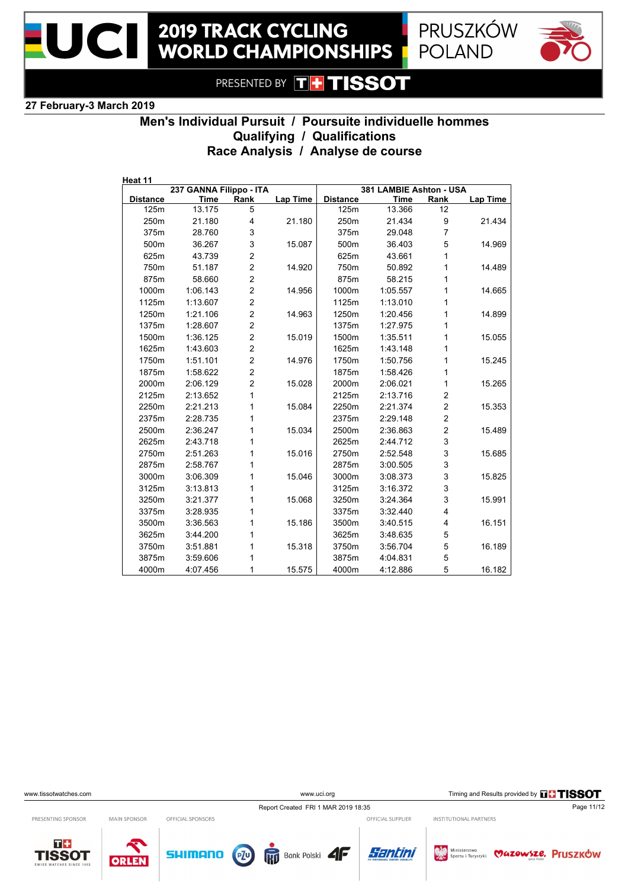# 2019 TRACK CYCLING WORLD CHAMPIONSHIPS

PRUSZKÓW POLAND

PRESENTED BY TISSOT

**27 February-3 March 2019**

## Men's Individual Pursuit / Poursuite individuelle hommes
## Qualifying / Qualifications
## Race Analysis / Analyse de course

**Heat 11**

| 237 GANNA Filippo - ITA | | | | 381 LAMBIE Ashton - USA | | | |
|---|---|---|---|---|---|---|---|
| Distance | Time | Rank | Lap Time | Distance | Time | Rank | Lap Time |
| 125m | 13.175 | 5 | | 125m | 13.366 | 12 | |
| 250m | 21.180 | 4 | 21.180 | 250m | 21.434 | 9 | 21.434 |
| 375m | 28.760 | 3 | | 375m | 29.048 | 7 | |
| 500m | 36.267 | 3 | 15.087 | 500m | 36.403 | 5 | 14.969 |
| 625m | 43.739 | 2 | | 625m | 43.661 | 1 | |
| 750m | 51.187 | 2 | 14.920 | 750m | 50.892 | 1 | 14.489 |
| 875m | 58.660 | 2 | | 875m | 58.215 | 1 | |
| 1000m | 1:06.143 | 2 | 14.956 | 1000m | 1:05.557 | 1 | 14.665 |
| 1125m | 1:13.607 | 2 | | 1125m | 1:13.010 | 1 | |
| 1250m | 1:21.106 | 2 | 14.963 | 1250m | 1:20.456 | 1 | 14.899 |
| 1375m | 1:28.607 | 2 | | 1375m | 1:27.975 | 1 | |
| 1500m | 1:36.125 | 2 | 15.019 | 1500m | 1:35.511 | 1 | 15.055 |
| 1625m | 1:43.603 | 2 | | 1625m | 1:43.148 | 1 | |
| 1750m | 1:51.101 | 2 | 14.976 | 1750m | 1:50.756 | 1 | 15.245 |
| 1875m | 1:58.622 | 2 | | 1875m | 1:58.426 | 1 | |
| 2000m | 2:06.129 | 2 | 15.028 | 2000m | 2:06.021 | 1 | 15.265 |
| 2125m | 2:13.652 | 1 | | 2125m | 2:13.716 | 2 | |
| 2250m | 2:21.213 | 1 | 15.084 | 2250m | 2:21.374 | 2 | 15.353 |
| 2375m | 2:28.735 | 1 | | 2375m | 2:29.148 | 2 | |
| 2500m | 2:36.247 | 1 | 15.034 | 2500m | 2:36.863 | 2 | 15.489 |
| 2625m | 2:43.718 | 1 | | 2625m | 2:44.712 | 3 | |
| 2750m | 2:51.263 | 1 | 15.016 | 2750m | 2:52.548 | 3 | 15.685 |
| 2875m | 2:58.767 | 1 | | 2875m | 3:00.505 | 3 | |
| 3000m | 3:06.309 | 1 | 15.046 | 3000m | 3:08.373 | 3 | 15.825 |
| 3125m | 3:13.813 | 1 | | 3125m | 3:16.372 | 3 | |
| 3250m | 3:21.377 | 1 | 15.068 | 3250m | 3:24.364 | 3 | 15.991 |
| 3375m | 3:28.935 | 1 | | 3375m | 3:32.440 | 4 | |
| 3500m | 3:36.563 | 1 | 15.186 | 3500m | 3:40.515 | 4 | 16.151 |
| 3625m | 3:44.200 | 1 | | 3625m | 3:48.635 | 5 | |
| 3750m | 3:51.881 | 1 | 15.318 | 3750m | 3:56.704 | 5 | 16.189 |
| 3875m | 3:59.606 | 1 | | 3875m | 4:04.831 | 5 | |
| 4000m | 4:07.456 | 1 | 15.575 | 4000m | 4:12.886 | 5 | 16.182 |

www.tissotwatches.com — www.uci.org — Timing and Results provided by TISSOT

Report Created FRI 1 MAR 2019 18:35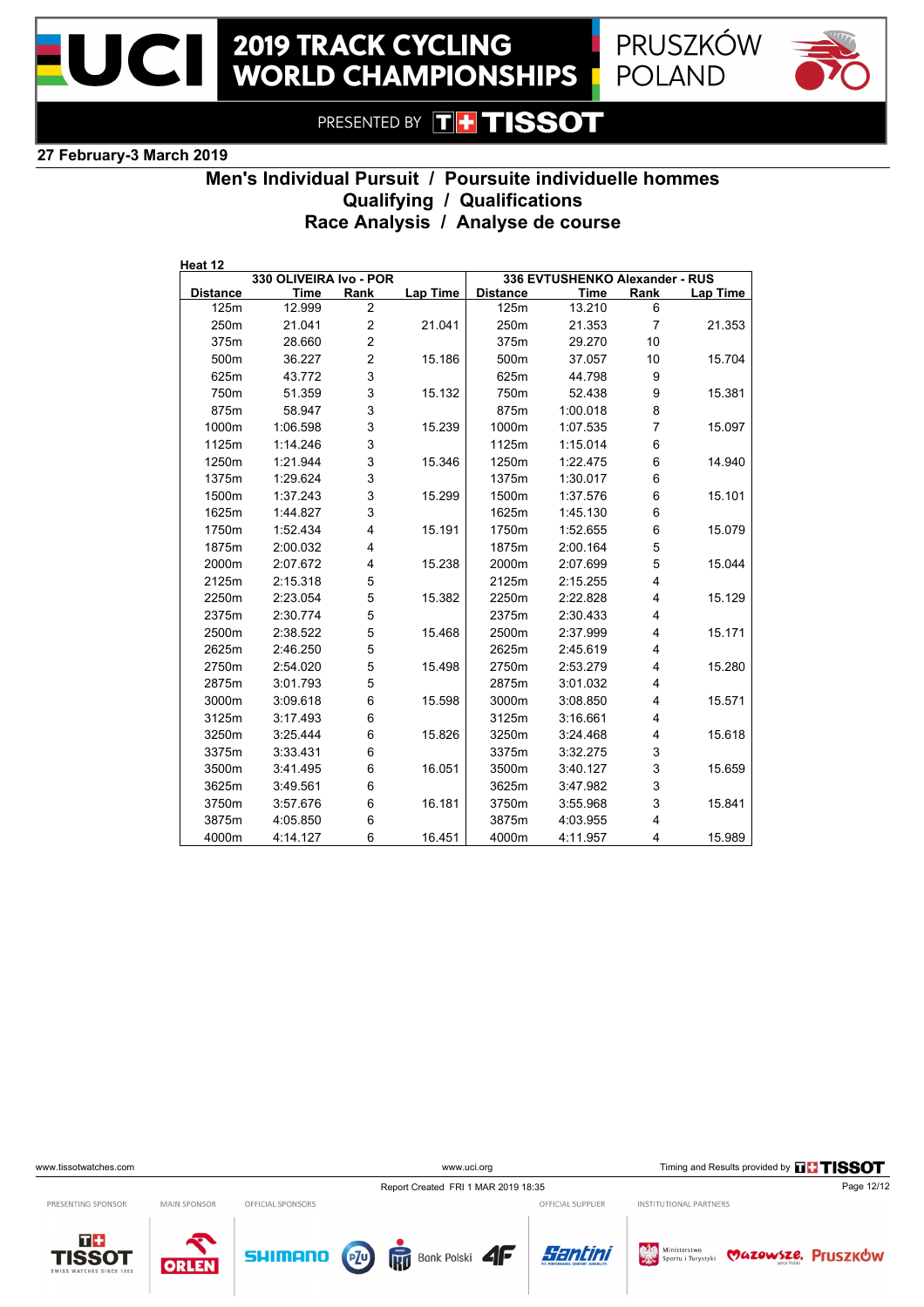# 2019 TRACK CYCLING WORLD CHAMPIONSHIPS

PRUSZKÓW POLAND

PRESENTED BY TISSOT

**27 February-3 March 2019**

## Men's Individual Pursuit / Poursuite individuelle hommes
## Qualifying / Qualifications
## Race Analysis / Analyse de course

**Heat 12**

| 330 OLIVEIRA Ivo - POR | | | | 336 EVTUSHENKO Alexander - RUS | | | |
|---|---|---|---|---|---|---|---|
| **Distance** | **Time** | **Rank** | **Lap Time** | **Distance** | **Time** | **Rank** | **Lap Time** |
| 125m | 12.999 | 2 | | 125m | 13.210 | 6 | |
| 250m | 21.041 | 2 | 21.041 | 250m | 21.353 | 7 | 21.353 |
| 375m | 28.660 | 2 | | 375m | 29.270 | 10 | |
| 500m | 36.227 | 2 | 15.186 | 500m | 37.057 | 10 | 15.704 |
| 625m | 43.772 | 3 | | 625m | 44.798 | 9 | |
| 750m | 51.359 | 3 | 15.132 | 750m | 52.438 | 9 | 15.381 |
| 875m | 58.947 | 3 | | 875m | 1:00.018 | 8 | |
| 1000m | 1:06.598 | 3 | 15.239 | 1000m | 1:07.535 | 7 | 15.097 |
| 1125m | 1:14.246 | 3 | | 1125m | 1:15.014 | 6 | |
| 1250m | 1:21.944 | 3 | 15.346 | 1250m | 1:22.475 | 6 | 14.940 |
| 1375m | 1:29.624 | 3 | | 1375m | 1:30.017 | 6 | |
| 1500m | 1:37.243 | 3 | 15.299 | 1500m | 1:37.576 | 6 | 15.101 |
| 1625m | 1:44.827 | 3 | | 1625m | 1:45.130 | 6 | |
| 1750m | 1:52.434 | 4 | 15.191 | 1750m | 1:52.655 | 6 | 15.079 |
| 1875m | 2:00.032 | 4 | | 1875m | 2:00.164 | 5 | |
| 2000m | 2:07.672 | 4 | 15.238 | 2000m | 2:07.699 | 5 | 15.044 |
| 2125m | 2:15.318 | 5 | | 2125m | 2:15.255 | 4 | |
| 2250m | 2:23.054 | 5 | 15.382 | 2250m | 2:22.828 | 4 | 15.129 |
| 2375m | 2:30.774 | 5 | | 2375m | 2:30.433 | 4 | |
| 2500m | 2:38.522 | 5 | 15.468 | 2500m | 2:37.999 | 4 | 15.171 |
| 2625m | 2:46.250 | 5 | | 2625m | 2:45.619 | 4 | |
| 2750m | 2:54.020 | 5 | 15.498 | 2750m | 2:53.279 | 4 | 15.280 |
| 2875m | 3:01.793 | 5 | | 2875m | 3:01.032 | 4 | |
| 3000m | 3:09.618 | 6 | 15.598 | 3000m | 3:08.850 | 4 | 15.571 |
| 3125m | 3:17.493 | 6 | | 3125m | 3:16.661 | 4 | |
| 3250m | 3:25.444 | 6 | 15.826 | 3250m | 3:24.468 | 4 | 15.618 |
| 3375m | 3:33.431 | 6 | | 3375m | 3:32.275 | 3 | |
| 3500m | 3:41.495 | 6 | 16.051 | 3500m | 3:40.127 | 3 | 15.659 |
| 3625m | 3:49.561 | 6 | | 3625m | 3:47.982 | 3 | |
| 3750m | 3:57.676 | 6 | 16.181 | 3750m | 3:55.968 | 3 | 15.841 |
| 3875m | 4:05.850 | 6 | | 3875m | 4:03.955 | 4 | |
| 4000m | 4:14.127 | 6 | 16.451 | 4000m | 4:11.957 | 4 | 15.989 |

www.tissotwatches.com www.uci.org Timing and Results provided by TISSOT

Report Created FRI 1 MAR 2019 18:35